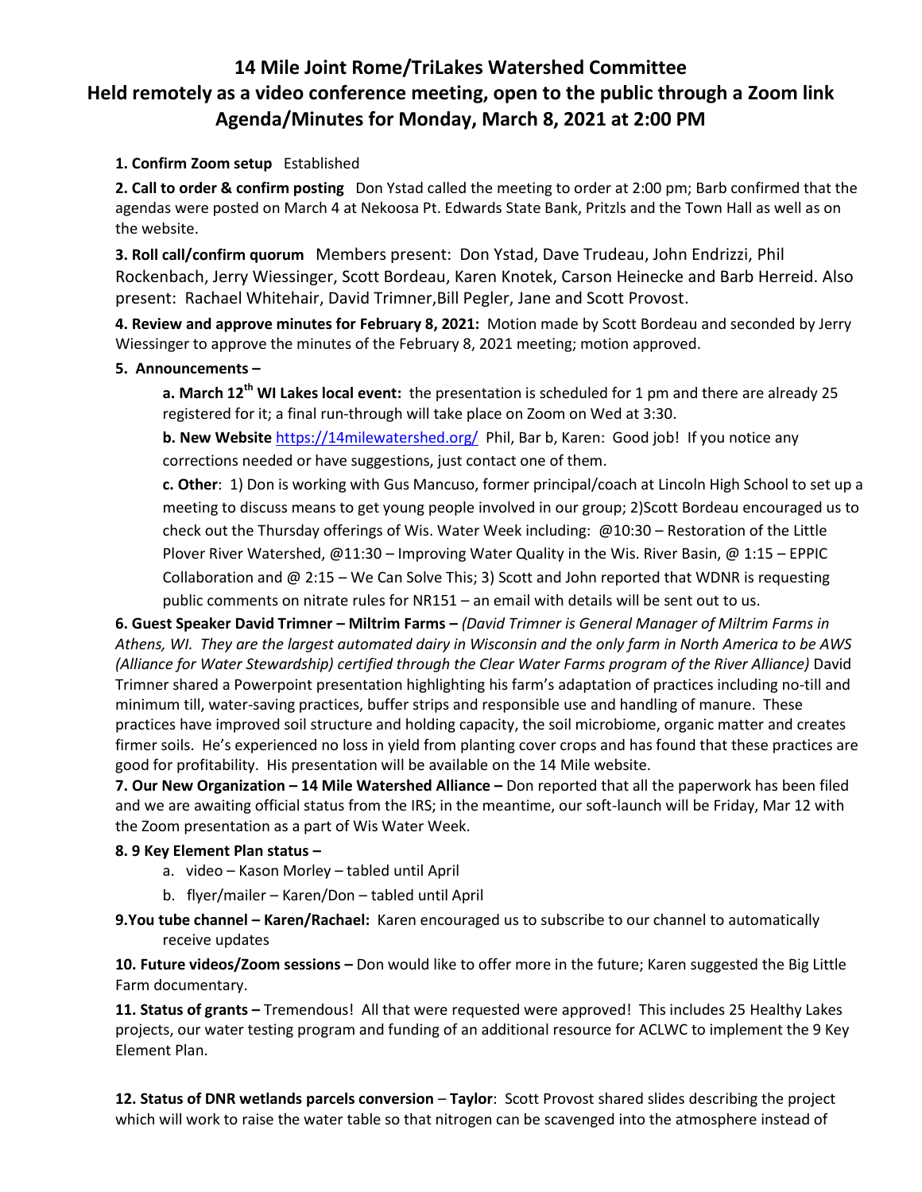# 14 Mile Joint Rome/TriLakes Watershed Committee
# Held remotely as a video conference meeting, open to the public through a Zoom link
# Agenda/Minutes for Monday, March 8, 2021 at 2:00 PM

**1. Confirm Zoom setup** Established

**2. Call to order & confirm posting** Don Ystad called the meeting to order at 2:00 pm; Barb confirmed that the agendas were posted on March 4 at Nekoosa Pt. Edwards State Bank, Pritzls and the Town Hall as well as on the website.

**3. Roll call/confirm quorum** Members present: Don Ystad, Dave Trudeau, John Endrizzi, Phil Rockenbach, Jerry Wiessinger, Scott Bordeau, Karen Knotek, Carson Heinecke and Barb Herreid. Also present: Rachael Whitehair, David Trimner,Bill Pegler, Jane and Scott Provost.

**4. Review and approve minutes for February 8, 2021:** Motion made by Scott Bordeau and seconded by Jerry Wiessinger to approve the minutes of the February 8, 2021 meeting; motion approved.

**5. Announcements –**

**a. March 12th WI Lakes local event:** the presentation is scheduled for 1 pm and there are already 25 registered for it; a final run-through will take place on Zoom on Wed at 3:30.

**b. New Website** https://14milewatershed.org/ Phil, Bar b, Karen: Good job! If you notice any corrections needed or have suggestions, just contact one of them.

**c. Other**: 1) Don is working with Gus Mancuso, former principal/coach at Lincoln High School to set up a meeting to discuss means to get young people involved in our group; 2)Scott Bordeau encouraged us to check out the Thursday offerings of Wis. Water Week including: @10:30 – Restoration of the Little Plover River Watershed, @11:30 – Improving Water Quality in the Wis. River Basin, @ 1:15 – EPPIC Collaboration and @ 2:15 – We Can Solve This; 3) Scott and John reported that WDNR is requesting public comments on nitrate rules for NR151 – an email with details will be sent out to us.

**6. Guest Speaker David Trimner – Miltrim Farms –** *(David Trimner is General Manager of Miltrim Farms in Athens, WI. They are the largest automated dairy in Wisconsin and the only farm in North America to be AWS (Alliance for Water Stewardship) certified through the Clear Water Farms program of the River Alliance)* David Trimner shared a Powerpoint presentation highlighting his farm's adaptation of practices including no-till and minimum till, water-saving practices, buffer strips and responsible use and handling of manure. These practices have improved soil structure and holding capacity, the soil microbiome, organic matter and creates firmer soils. He's experienced no loss in yield from planting cover crops and has found that these practices are good for profitability. His presentation will be available on the 14 Mile website.

**7. Our New Organization – 14 Mile Watershed Alliance –** Don reported that all the paperwork has been filed and we are awaiting official status from the IRS; in the meantime, our soft-launch will be Friday, Mar 12 with the Zoom presentation as a part of Wis Water Week.

**8. 9 Key Element Plan status –**

a. video – Kason Morley – tabled until April

b. flyer/mailer – Karen/Don – tabled until April

**9.You tube channel – Karen/Rachael:** Karen encouraged us to subscribe to our channel to automatically receive updates

**10. Future videos/Zoom sessions –** Don would like to offer more in the future; Karen suggested the Big Little Farm documentary.

**11. Status of grants –** Tremendous! All that were requested were approved! This includes 25 Healthy Lakes projects, our water testing program and funding of an additional resource for ACLWC to implement the 9 Key Element Plan.

**12. Status of DNR wetlands parcels conversion** – **Taylor**: Scott Provost shared slides describing the project which will work to raise the water table so that nitrogen can be scavenged into the atmosphere instead of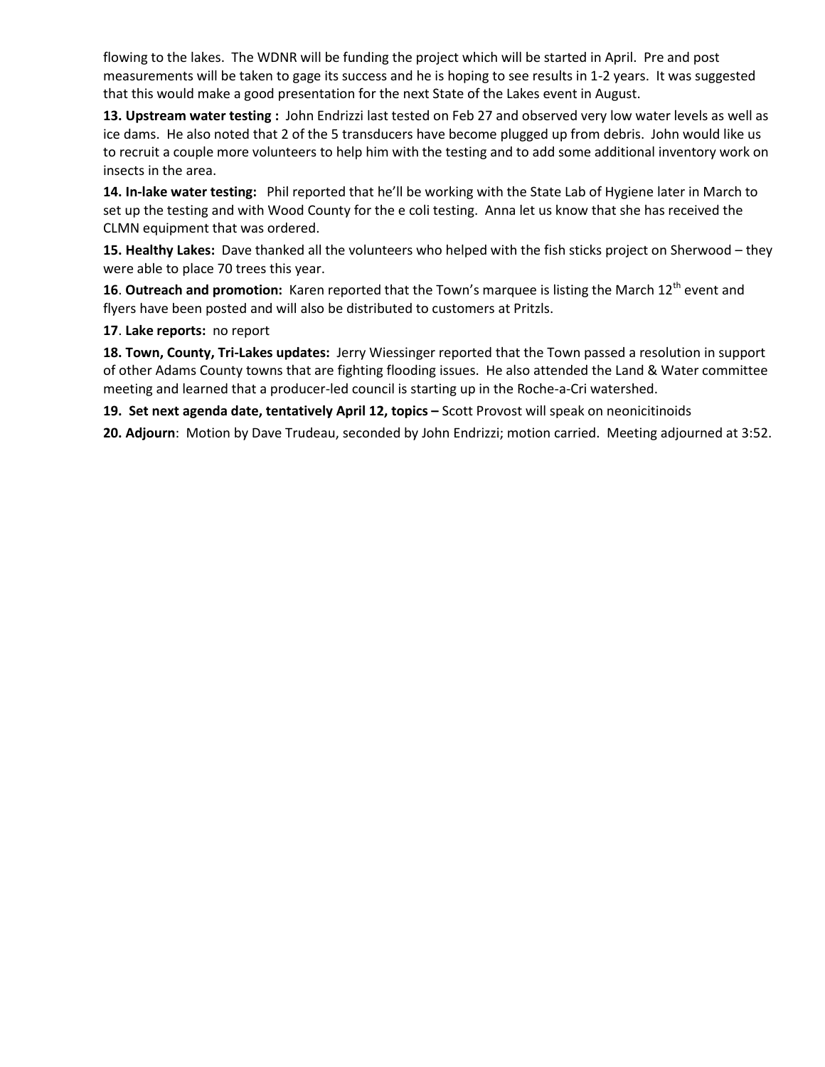flowing to the lakes. The WDNR will be funding the project which will be started in April. Pre and post measurements will be taken to gage its success and he is hoping to see results in 1-2 years. It was suggested that this would make a good presentation for the next State of the Lakes event in August.

**13. Upstream water testing :** John Endrizzi last tested on Feb 27 and observed very low water levels as well as ice dams. He also noted that 2 of the 5 transducers have become plugged up from debris. John would like us to recruit a couple more volunteers to help him with the testing and to add some additional inventory work on insects in the area.

**14. In-lake water testing:** Phil reported that he'll be working with the State Lab of Hygiene later in March to set up the testing and with Wood County for the e coli testing. Anna let us know that she has received the CLMN equipment that was ordered.

**15. Healthy Lakes:** Dave thanked all the volunteers who helped with the fish sticks project on Sherwood – they were able to place 70 trees this year.

**16**. **Outreach and promotion:** Karen reported that the Town's marquee is listing the March 12th event and flyers have been posted and will also be distributed to customers at Pritzls.

**17**. **Lake reports:** no report

**18. Town, County, Tri-Lakes updates:** Jerry Wiessinger reported that the Town passed a resolution in support of other Adams County towns that are fighting flooding issues. He also attended the Land & Water committee meeting and learned that a producer-led council is starting up in the Roche-a-Cri watershed.

**19. Set next agenda date, tentatively April 12, topics –** Scott Provost will speak on neonicitinoids

**20. Adjourn**: Motion by Dave Trudeau, seconded by John Endrizzi; motion carried. Meeting adjourned at 3:52.